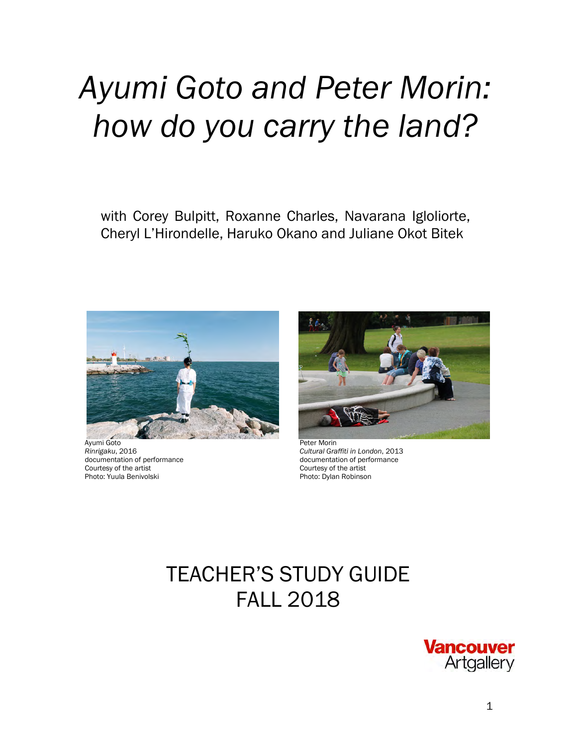# *Ayumi Goto and Peter Morin: how do you carry the land?*

with Corey Bulpitt, Roxanne Charles, Navarana Igloliorte, Cheryl L'Hirondelle, Haruko Okano and Juliane Okot Bitek

Ayumi Goto
*Rinrigaku*, 2016
documentation of performance
Courtesy of the artist
Photo: Yuula Benivolski

Peter Morin
*Cultural Graffiti in London*, 2013
documentation of performance
Courtesy of the artist
Photo: Dylan Robinson

## TEACHER'S STUDY GUIDE
## FALL 2018

Vancouver Artgallery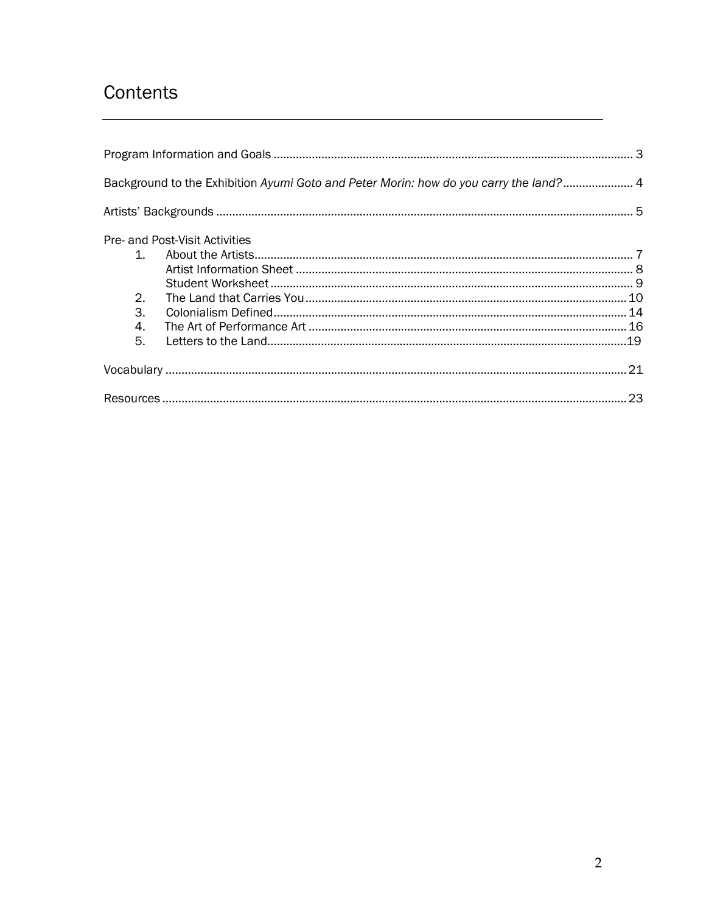# Contents

Program Information and Goals ........ 3

Background to the Exhibition *Ayumi Goto and Peter Morin: how do you carry the land?* ........ 4

Artists' Backgrounds ........ 5

Pre- and Post-Visit Activities

1. About the Artists ........ 7
   - Artist Information Sheet ........ 8
   - Student Worksheet ........ 9
2. The Land that Carries You ........ 10
3. Colonialism Defined ........ 14
4. The Art of Performance Art ........ 16
5. Letters to the Land ........ 19

Vocabulary ........ 21

Resources ........ 23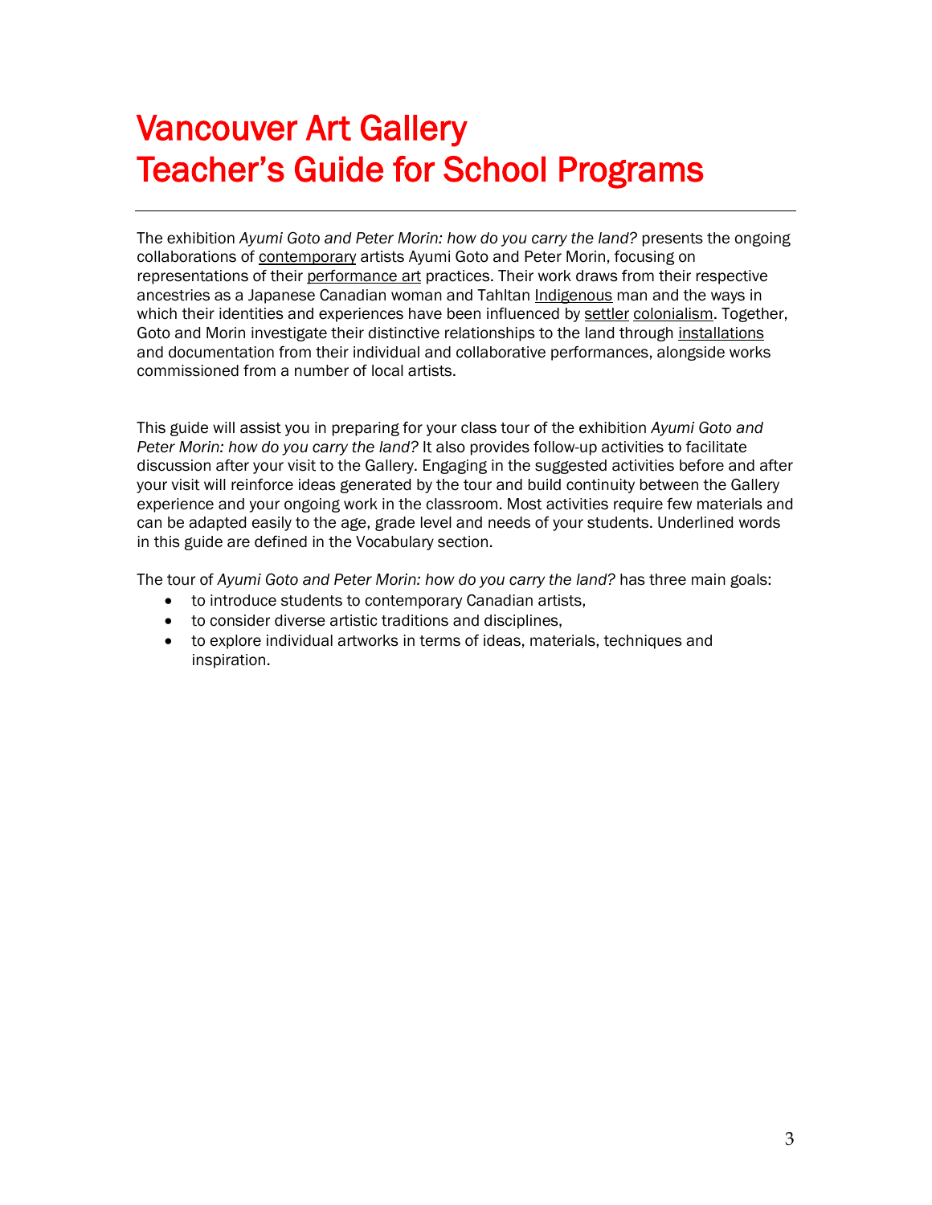# Vancouver Art Gallery
# Teacher's Guide for School Programs

---

The exhibition *Ayumi Goto and Peter Morin: how do you carry the land?* presents the ongoing collaborations of contemporary artists Ayumi Goto and Peter Morin, focusing on representations of their performance art practices. Their work draws from their respective ancestries as a Japanese Canadian woman and Tahltan Indigenous man and the ways in which their identities and experiences have been influenced by settler colonialism. Together, Goto and Morin investigate their distinctive relationships to the land through installations and documentation from their individual and collaborative performances, alongside works commissioned from a number of local artists.

This guide will assist you in preparing for your class tour of the exhibition *Ayumi Goto and Peter Morin: how do you carry the land?* It also provides follow-up activities to facilitate discussion after your visit to the Gallery. Engaging in the suggested activities before and after your visit will reinforce ideas generated by the tour and build continuity between the Gallery experience and your ongoing work in the classroom. Most activities require few materials and can be adapted easily to the age, grade level and needs of your students. Underlined words in this guide are defined in the Vocabulary section.

The tour of *Ayumi Goto and Peter Morin: how do you carry the land?* has three main goals:

- to introduce students to contemporary Canadian artists,
- to consider diverse artistic traditions and disciplines,
- to explore individual artworks in terms of ideas, materials, techniques and inspiration.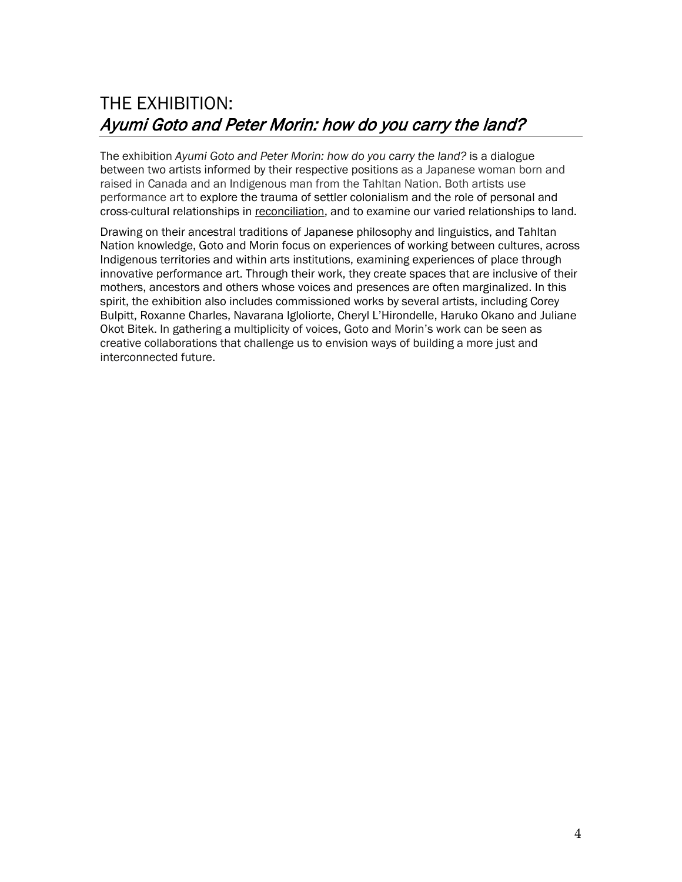# THE EXHIBITION:
# *Ayumi Goto and Peter Morin: how do you carry the land?*

The exhibition *Ayumi Goto and Peter Morin: how do you carry the land?* is a dialogue between two artists informed by their respective positions as a Japanese woman born and raised in Canada and an Indigenous man from the Tahltan Nation. Both artists use performance art to explore the trauma of settler colonialism and the role of personal and cross-cultural relationships in reconciliation, and to examine our varied relationships to land.

Drawing on their ancestral traditions of Japanese philosophy and linguistics, and Tahltan Nation knowledge, Goto and Morin focus on experiences of working between cultures, across Indigenous territories and within arts institutions, examining experiences of place through innovative performance art. Through their work, they create spaces that are inclusive of their mothers, ancestors and others whose voices and presences are often marginalized. In this spirit, the exhibition also includes commissioned works by several artists, including Corey Bulpitt, Roxanne Charles, Navarana Igloliorte, Cheryl L'Hirondelle, Haruko Okano and Juliane Okot Bitek. In gathering a multiplicity of voices, Goto and Morin's work can be seen as creative collaborations that challenge us to envision ways of building a more just and interconnected future.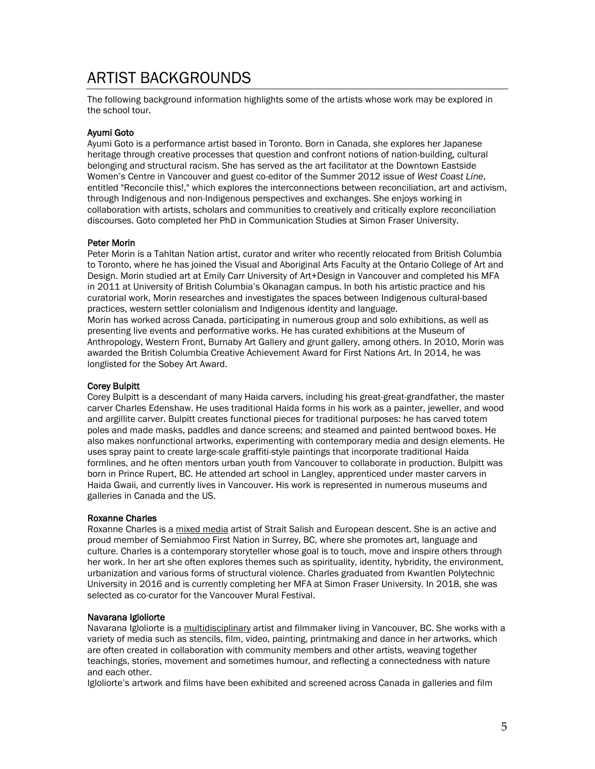# ARTIST BACKGROUNDS

The following background information highlights some of the artists whose work may be explored in the school tour.

**Ayumi Goto**

Ayumi Goto is a performance artist based in Toronto. Born in Canada, she explores her Japanese heritage through creative processes that question and confront notions of nation-building, cultural belonging and structural racism. She has served as the art facilitator at the Downtown Eastside Women's Centre in Vancouver and guest co-editor of the Summer 2012 issue of *West Coast Line*, entitled "Reconcile this!," which explores the interconnections between reconciliation, art and activism, through Indigenous and non-Indigenous perspectives and exchanges. She enjoys working in collaboration with artists, scholars and communities to creatively and critically explore reconciliation discourses. Goto completed her PhD in Communication Studies at Simon Fraser University.

**Peter Morin**

Peter Morin is a Tahltan Nation artist, curator and writer who recently relocated from British Columbia to Toronto, where he has joined the Visual and Aboriginal Arts Faculty at the Ontario College of Art and Design. Morin studied art at Emily Carr University of Art+Design in Vancouver and completed his MFA in 2011 at University of British Columbia's Okanagan campus. In both his artistic practice and his curatorial work, Morin researches and investigates the spaces between Indigenous cultural-based practices, western settler colonialism and Indigenous identity and language.

Morin has worked across Canada, participating in numerous group and solo exhibitions, as well as presenting live events and performative works. He has curated exhibitions at the Museum of Anthropology, Western Front, Burnaby Art Gallery and grunt gallery, among others. In 2010, Morin was awarded the British Columbia Creative Achievement Award for First Nations Art. In 2014, he was longlisted for the Sobey Art Award.

**Corey Bulpitt**

Corey Bulpitt is a descendant of many Haida carvers, including his great-great-grandfather, the master carver Charles Edenshaw. He uses traditional Haida forms in his work as a painter, jeweller, and wood and argillite carver. Bulpitt creates functional pieces for traditional purposes: he has carved totem poles and made masks, paddles and dance screens; and steamed and painted bentwood boxes. He also makes nonfunctional artworks, experimenting with contemporary media and design elements. He uses spray paint to create large-scale graffiti-style paintings that incorporate traditional Haida formlines, and he often mentors urban youth from Vancouver to collaborate in production. Bulpitt was born in Prince Rupert, BC. He attended art school in Langley, apprenticed under master carvers in Haida Gwaii, and currently lives in Vancouver. His work is represented in numerous museums and galleries in Canada and the US.

**Roxanne Charles**

Roxanne Charles is a mixed media artist of Strait Salish and European descent. She is an active and proud member of Semiahmoo First Nation in Surrey, BC, where she promotes art, language and culture. Charles is a contemporary storyteller whose goal is to touch, move and inspire others through her work. In her art she often explores themes such as spirituality, identity, hybridity, the environment, urbanization and various forms of structural violence. Charles graduated from Kwantlen Polytechnic University in 2016 and is currently completing her MFA at Simon Fraser University. In 2018, she was selected as co-curator for the Vancouver Mural Festival.

**Navarana Igloliorte**

Navarana Igloliorte is a multidisciplinary artist and filmmaker living in Vancouver, BC. She works with a variety of media such as stencils, film, video, painting, printmaking and dance in her artworks, which are often created in collaboration with community members and other artists, weaving together teachings, stories, movement and sometimes humour, and reflecting a connectedness with nature and each other.

Igloliorte's artwork and films have been exhibited and screened across Canada in galleries and film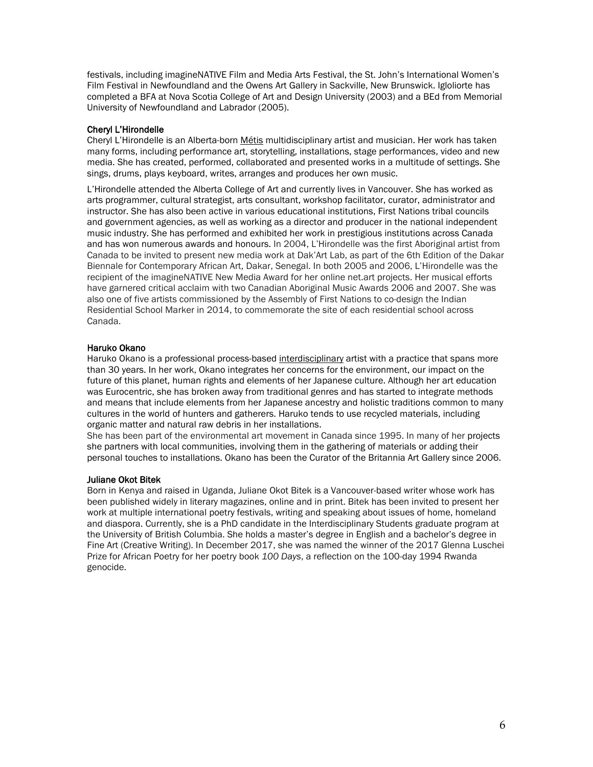festivals, including imagineNATIVE Film and Media Arts Festival, the St. John's International Women's Film Festival in Newfoundland and the Owens Art Gallery in Sackville, New Brunswick. Igloliorte has completed a BFA at Nova Scotia College of Art and Design University (2003) and a BEd from Memorial University of Newfoundland and Labrador (2005).

### Cheryl L'Hirondelle

Cheryl L'Hirondelle is an Alberta-born Métis multidisciplinary artist and musician. Her work has taken many forms, including performance art, storytelling, installations, stage performances, video and new media. She has created, performed, collaborated and presented works in a multitude of settings. She sings, drums, plays keyboard, writes, arranges and produces her own music.

L'Hirondelle attended the Alberta College of Art and currently lives in Vancouver. She has worked as arts programmer, cultural strategist, arts consultant, workshop facilitator, curator, administrator and instructor. She has also been active in various educational institutions, First Nations tribal councils and government agencies, as well as working as a director and producer in the national independent music industry. She has performed and exhibited her work in prestigious institutions across Canada and has won numerous awards and honours. In 2004, L'Hirondelle was the first Aboriginal artist from Canada to be invited to present new media work at Dak'Art Lab, as part of the 6th Edition of the Dakar Biennale for Contemporary African Art, Dakar, Senegal. In both 2005 and 2006, L'Hirondelle was the recipient of the imagineNATIVE New Media Award for her online net.art projects. Her musical efforts have garnered critical acclaim with two Canadian Aboriginal Music Awards 2006 and 2007. She was also one of five artists commissioned by the Assembly of First Nations to co-design the Indian Residential School Marker in 2014, to commemorate the site of each residential school across Canada.

### Haruko Okano

Haruko Okano is a professional process-based interdisciplinary artist with a practice that spans more than 30 years. In her work, Okano integrates her concerns for the environment, our impact on the future of this planet, human rights and elements of her Japanese culture. Although her art education was Eurocentric, she has broken away from traditional genres and has started to integrate methods and means that include elements from her Japanese ancestry and holistic traditions common to many cultures in the world of hunters and gatherers. Haruko tends to use recycled materials, including organic matter and natural raw debris in her installations.
She has been part of the environmental art movement in Canada since 1995. In many of her projects she partners with local communities, involving them in the gathering of materials or adding their personal touches to installations. Okano has been the Curator of the Britannia Art Gallery since 2006.

### Juliane Okot Bitek

Born in Kenya and raised in Uganda, Juliane Okot Bitek is a Vancouver-based writer whose work has been published widely in literary magazines, online and in print. Bitek has been invited to present her work at multiple international poetry festivals, writing and speaking about issues of home, homeland and diaspora. Currently, she is a PhD candidate in the Interdisciplinary Students graduate program at the University of British Columbia. She holds a master's degree in English and a bachelor's degree in Fine Art (Creative Writing). In December 2017, she was named the winner of the 2017 Glenna Luschei Prize for African Poetry for her poetry book *100 Days*, a reflection on the 100-day 1994 Rwanda genocide.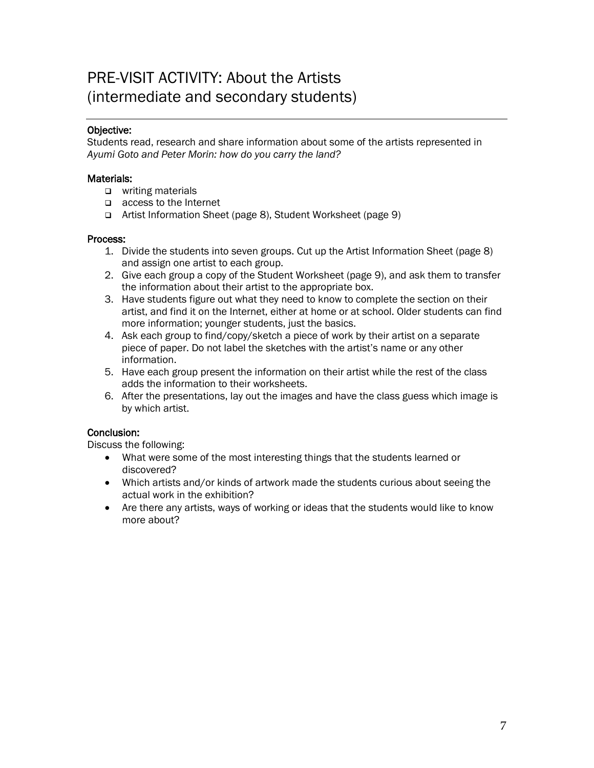# PRE-VISIT ACTIVITY: About the Artists (intermediate and secondary students)

**Objective:**
Students read, research and share information about some of the artists represented in *Ayumi Goto and Peter Morin: how do you carry the land?*

**Materials:**
- writing materials
- access to the Internet
- Artist Information Sheet (page 8), Student Worksheet (page 9)

**Process:**
1. Divide the students into seven groups. Cut up the Artist Information Sheet (page 8) and assign one artist to each group.
2. Give each group a copy of the Student Worksheet (page 9), and ask them to transfer the information about their artist to the appropriate box.
3. Have students figure out what they need to know to complete the section on their artist, and find it on the Internet, either at home or at school. Older students can find more information; younger students, just the basics.
4. Ask each group to find/copy/sketch a piece of work by their artist on a separate piece of paper. Do not label the sketches with the artist's name or any other information.
5. Have each group present the information on their artist while the rest of the class adds the information to their worksheets.
6. After the presentations, lay out the images and have the class guess which image is by which artist.

**Conclusion:**
Discuss the following:
- What were some of the most interesting things that the students learned or discovered?
- Which artists and/or kinds of artwork made the students curious about seeing the actual work in the exhibition?
- Are there any artists, ways of working or ideas that the students would like to know more about?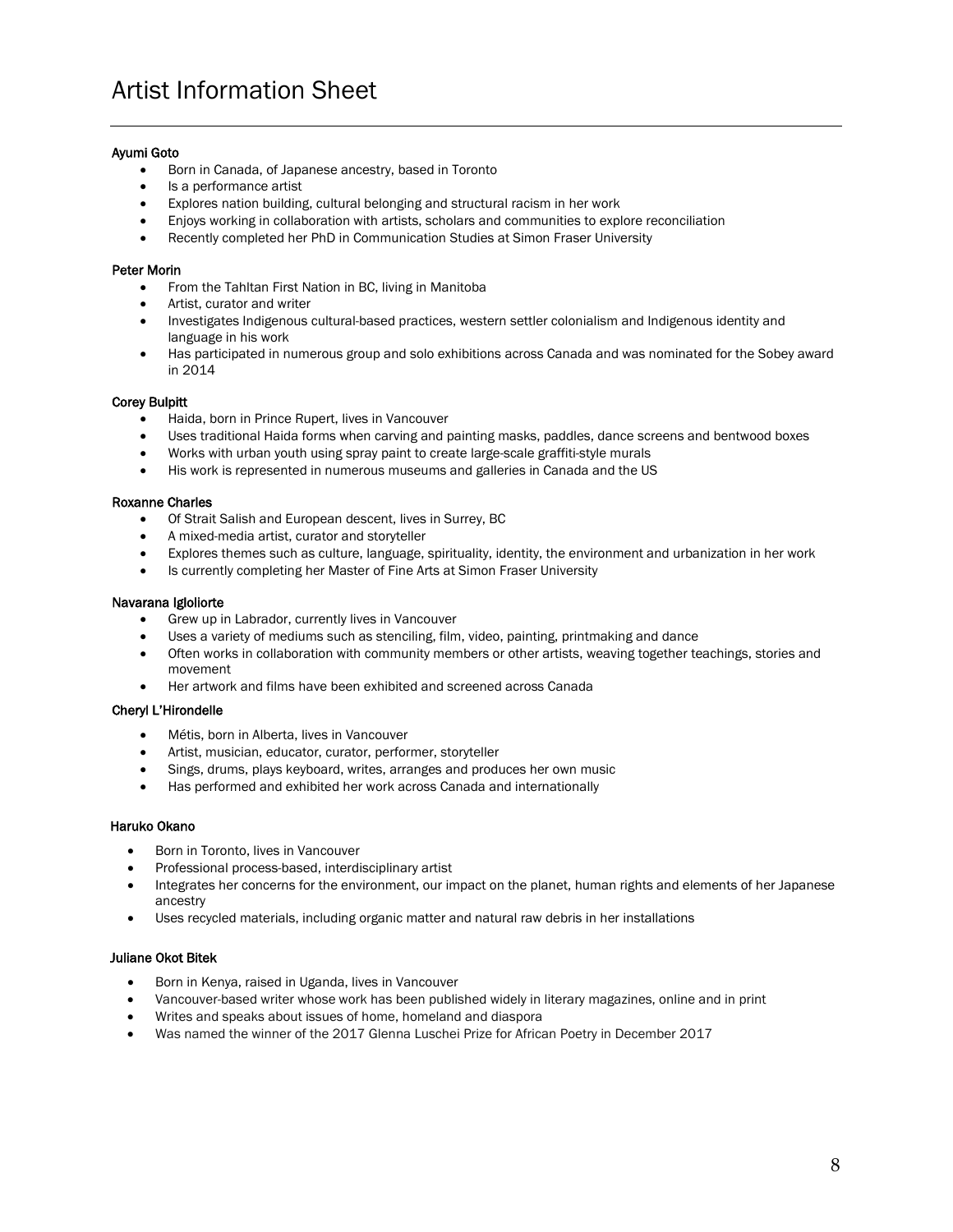# Artist Information Sheet

**Ayumi Goto**

- Born in Canada, of Japanese ancestry, based in Toronto
- Is a performance artist
- Explores nation building, cultural belonging and structural racism in her work
- Enjoys working in collaboration with artists, scholars and communities to explore reconciliation
- Recently completed her PhD in Communication Studies at Simon Fraser University

**Peter Morin**

- From the Tahltan First Nation in BC, living in Manitoba
- Artist, curator and writer
- Investigates Indigenous cultural-based practices, western settler colonialism and Indigenous identity and language in his work
- Has participated in numerous group and solo exhibitions across Canada and was nominated for the Sobey award in 2014

**Corey Bulpitt**

- Haida, born in Prince Rupert, lives in Vancouver
- Uses traditional Haida forms when carving and painting masks, paddles, dance screens and bentwood boxes
- Works with urban youth using spray paint to create large-scale graffiti-style murals
- His work is represented in numerous museums and galleries in Canada and the US

**Roxanne Charles**

- Of Strait Salish and European descent, lives in Surrey, BC
- A mixed-media artist, curator and storyteller
- Explores themes such as culture, language, spirituality, identity, the environment and urbanization in her work
- Is currently completing her Master of Fine Arts at Simon Fraser University

**Navarana Igloliorte**

- Grew up in Labrador, currently lives in Vancouver
- Uses a variety of mediums such as stenciling, film, video, painting, printmaking and dance
- Often works in collaboration with community members or other artists, weaving together teachings, stories and movement
- Her artwork and films have been exhibited and screened across Canada

**Cheryl L'Hirondelle**

- Métis, born in Alberta, lives in Vancouver
- Artist, musician, educator, curator, performer, storyteller
- Sings, drums, plays keyboard, writes, arranges and produces her own music
- Has performed and exhibited her work across Canada and internationally

**Haruko Okano**

- Born in Toronto, lives in Vancouver
- Professional process-based, interdisciplinary artist
- Integrates her concerns for the environment, our impact on the planet, human rights and elements of her Japanese ancestry
- Uses recycled materials, including organic matter and natural raw debris in her installations

**Juliane Okot Bitek**

- Born in Kenya, raised in Uganda, lives in Vancouver
- Vancouver-based writer whose work has been published widely in literary magazines, online and in print
- Writes and speaks about issues of home, homeland and diaspora
- Was named the winner of the 2017 Glenna Luschei Prize for African Poetry in December 2017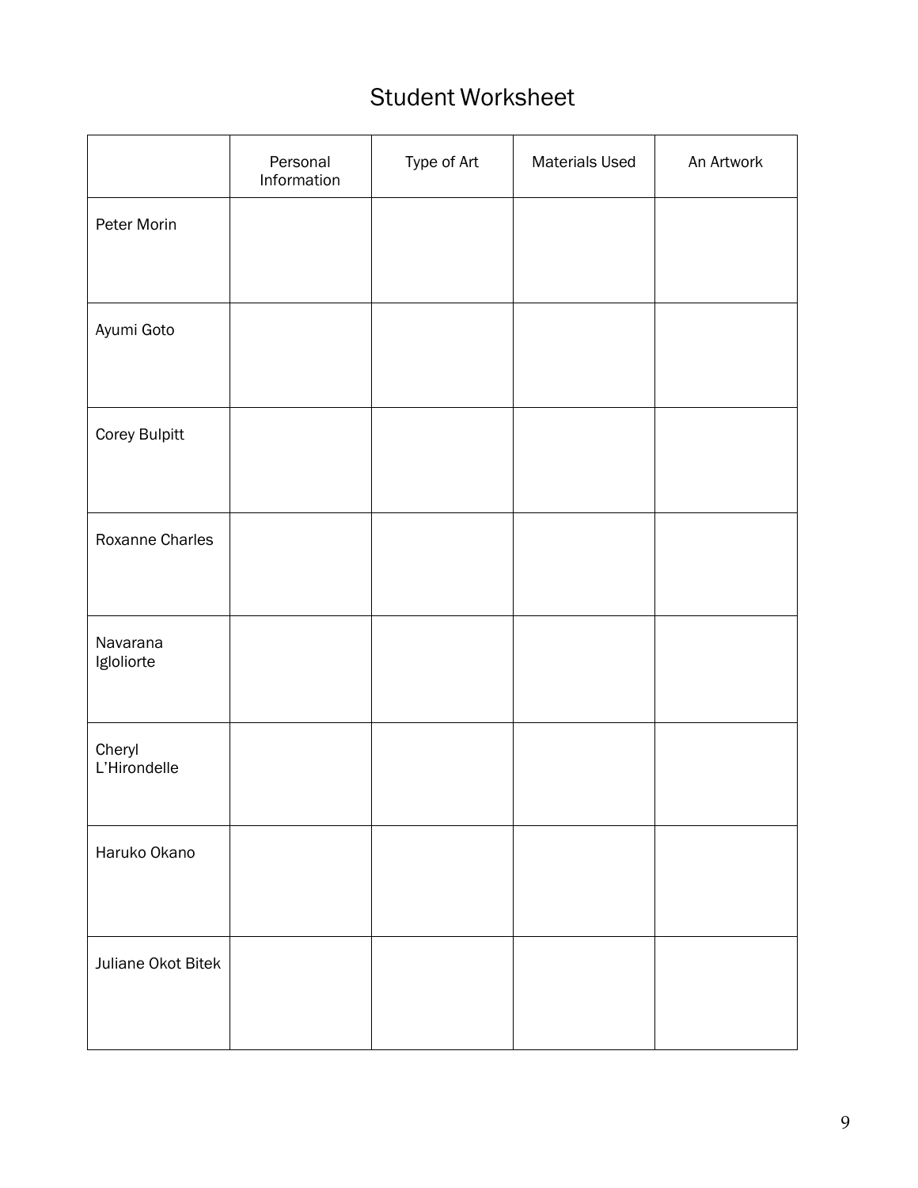# Student Worksheet

| | Personal Information | Type of Art | Materials Used | An Artwork |
|---|---|---|---|---|
| Peter Morin | | | | |
| Ayumi Goto | | | | |
| Corey Bulpitt | | | | |
| Roxanne Charles | | | | |
| Navarana Igloliorte | | | | |
| Cheryl L'Hirondelle | | | | |
| Haruko Okano | | | | |
| Juliane Okot Bitek | | | | |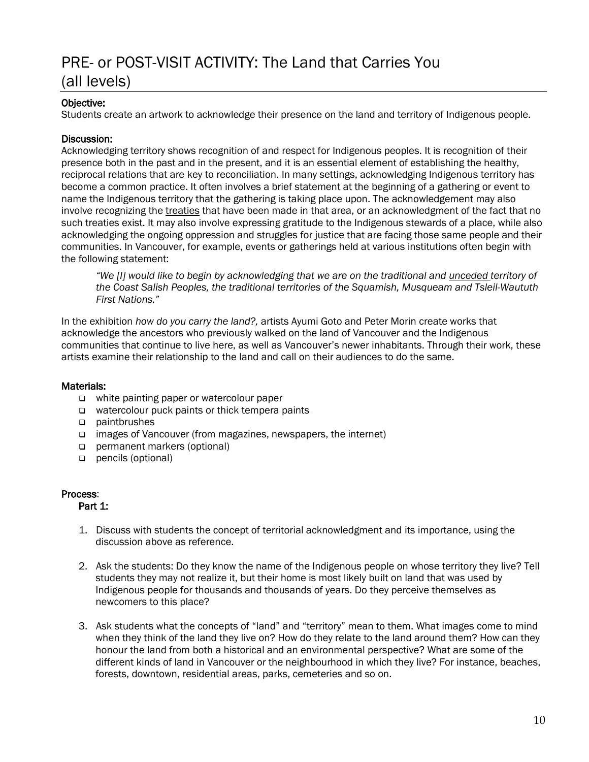# PRE- or POST-VISIT ACTIVITY: The Land that Carries You (all levels)

**Objective:**
Students create an artwork to acknowledge their presence on the land and territory of Indigenous people.

**Discussion:**
Acknowledging territory shows recognition of and respect for Indigenous peoples. It is recognition of their presence both in the past and in the present, and it is an essential element of establishing the healthy, reciprocal relations that are key to reconciliation. In many settings, acknowledging Indigenous territory has become a common practice. It often involves a brief statement at the beginning of a gathering or event to name the Indigenous territory that the gathering is taking place upon. The acknowledgement may also involve recognizing the treaties that have been made in that area, or an acknowledgment of the fact that no such treaties exist. It may also involve expressing gratitude to the Indigenous stewards of a place, while also acknowledging the ongoing oppression and struggles for justice that are facing those same people and their communities. In Vancouver, for example, events or gatherings held at various institutions often begin with the following statement:

> *"We [I] would like to begin by acknowledging that we are on the traditional and unceded territory of the Coast Salish Peoples, the traditional territories of the Squamish, Musqueam and Tsleil-Waututh First Nations."*

In the exhibition *how do you carry the land?,* artists Ayumi Goto and Peter Morin create works that acknowledge the ancestors who previously walked on the land of Vancouver and the Indigenous communities that continue to live here, as well as Vancouver's newer inhabitants. Through their work, these artists examine their relationship to the land and call on their audiences to do the same.

**Materials:**

- white painting paper or watercolour paper
- watercolour puck paints or thick tempera paints
- paintbrushes
- images of Vancouver (from magazines, newspapers, the internet)
- permanent markers (optional)
- pencils (optional)

**Process**:

**Part 1:**

1. Discuss with students the concept of territorial acknowledgment and its importance, using the discussion above as reference.
2. Ask the students: Do they know the name of the Indigenous people on whose territory they live? Tell students they may not realize it, but their home is most likely built on land that was used by Indigenous people for thousands and thousands of years. Do they perceive themselves as newcomers to this place?
3. Ask students what the concepts of "land" and "territory" mean to them. What images come to mind when they think of the land they live on? How do they relate to the land around them? How can they honour the land from both a historical and an environmental perspective? What are some of the different kinds of land in Vancouver or the neighbourhood in which they live? For instance, beaches, forests, downtown, residential areas, parks, cemeteries and so on.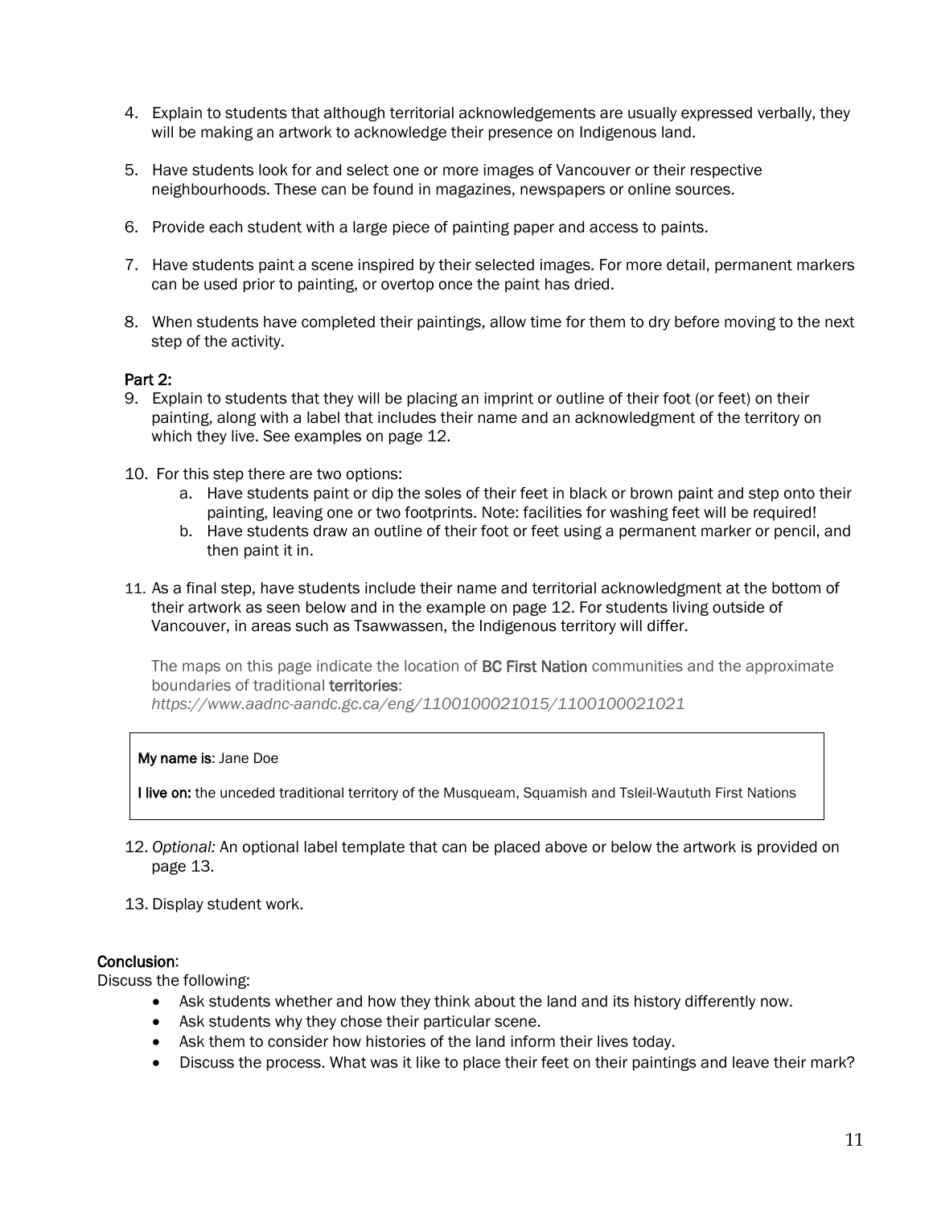4. Explain to students that although territorial acknowledgements are usually expressed verbally, they will be making an artwork to acknowledge their presence on Indigenous land.

5. Have students look for and select one or more images of Vancouver or their respective neighbourhoods. These can be found in magazines, newspapers or online sources.

6. Provide each student with a large piece of painting paper and access to paints.

7. Have students paint a scene inspired by their selected images. For more detail, permanent markers can be used prior to painting, or overtop once the paint has dried.

8. When students have completed their paintings, allow time for them to dry before moving to the next step of the activity.

**Part 2:**

9. Explain to students that they will be placing an imprint or outline of their foot (or feet) on their painting, along with a label that includes their name and an acknowledgment of the territory on which they live. See examples on page 12.

10. For this step there are two options:
    a. Have students paint or dip the soles of their feet in black or brown paint and step onto their painting, leaving one or two footprints. Note: facilities for washing feet will be required!
    b. Have students draw an outline of their foot or feet using a permanent marker or pencil, and then paint it in.

11. As a final step, have students include their name and territorial acknowledgment at the bottom of their artwork as seen below and in the example on page 12. For students living outside of Vancouver, in areas such as Tsawwassen, the Indigenous territory will differ.

    The maps on this page indicate the location of **BC First Nation** communities and the approximate boundaries of traditional **territories**: *https://www.aadnc-aandc.gc.ca/eng/1100100021015/1100100021021*

| **My name is**: Jane Doe<br><br>**I live on:** the unceded traditional territory of the Musqueam, Squamish and Tsleil-Waututh First Nations |
|---|

12. *Optional:* An optional label template that can be placed above or below the artwork is provided on page 13.

13. Display student work.

**Conclusion**:

Discuss the following:

- Ask students whether and how they think about the land and its history differently now.
- Ask students why they chose their particular scene.
- Ask them to consider how histories of the land inform their lives today.
- Discuss the process. What was it like to place their feet on their paintings and leave their mark?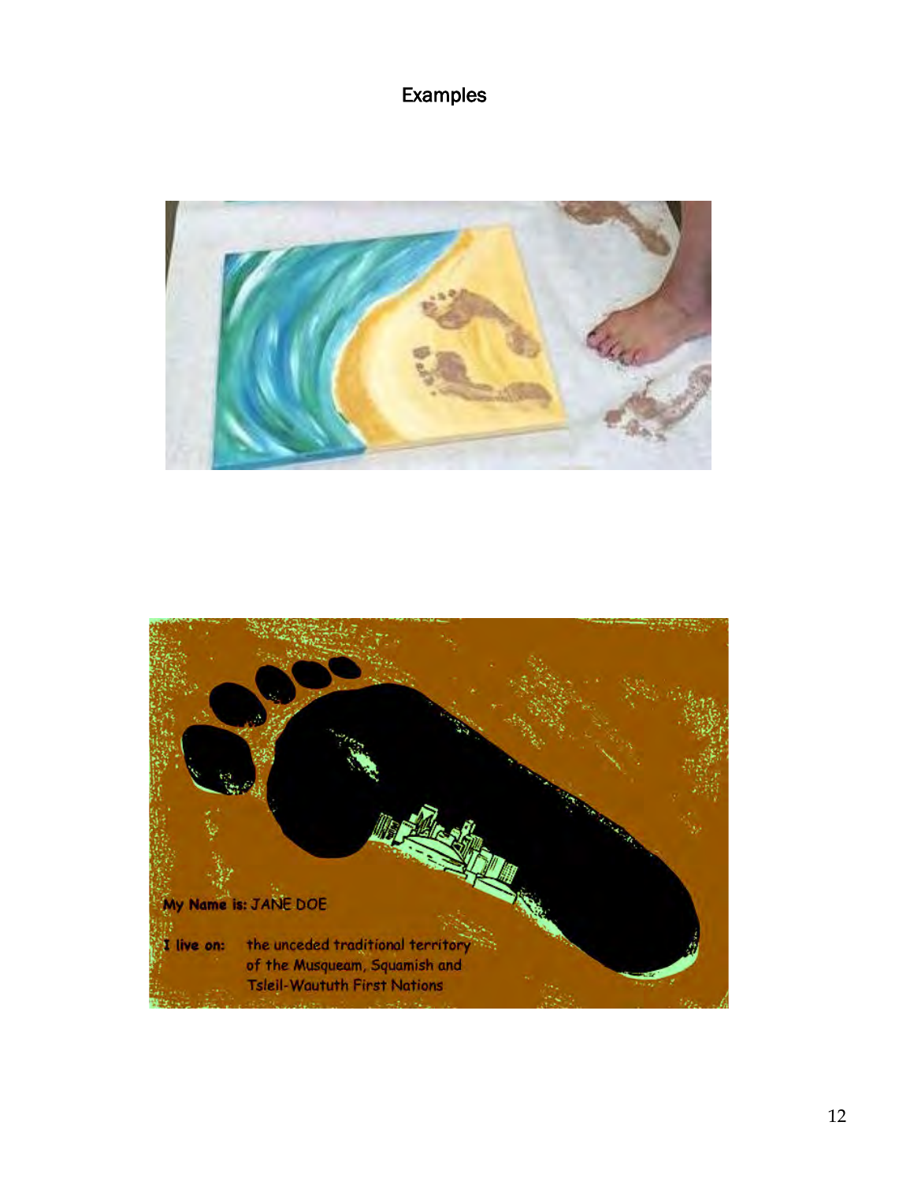# Examples

My Name is: JANE DOE

I live on: the unceded traditional territory of the Musqueam, Squamish and Tsleil-Waututh First Nations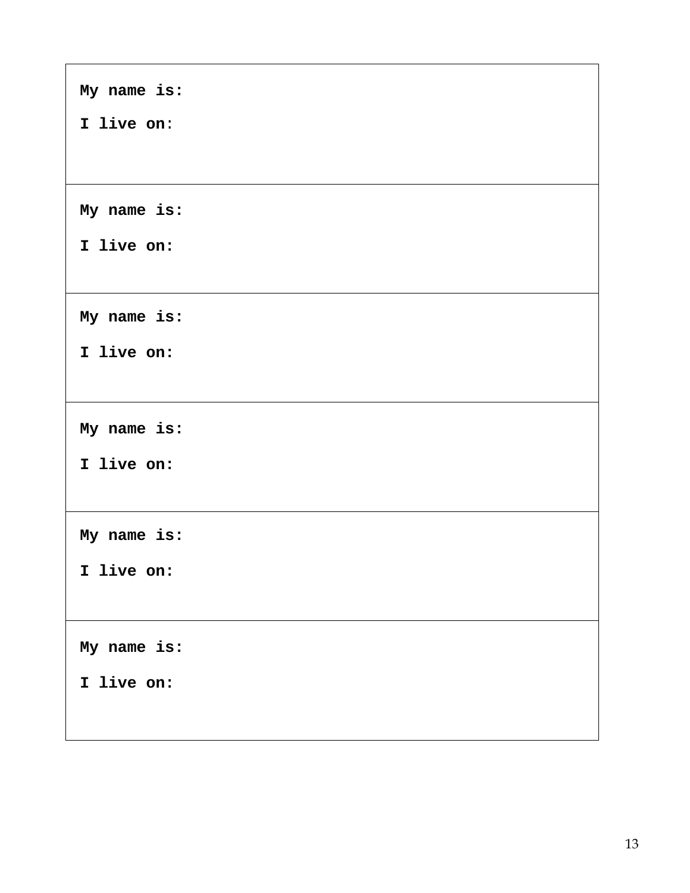| **My name is:**<br><br>**I live on:** |
|---|
| **My name is:**<br><br>**I live on:** |
| **My name is:**<br><br>**I live on:** |
| **My name is:**<br><br>**I live on:** |
| **My name is:**<br><br>**I live on:** |
| **My name is:**<br><br>**I live on:** |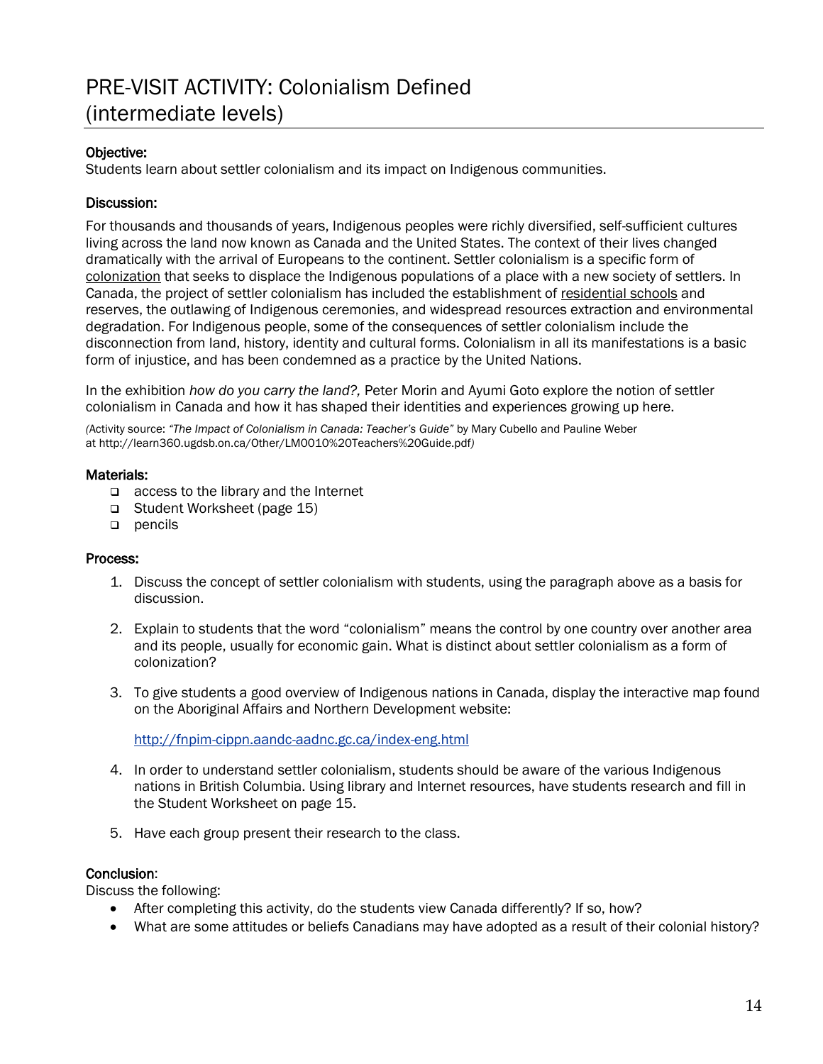# PRE-VISIT ACTIVITY: Colonialism Defined (intermediate levels)

**Objective:**
Students learn about settler colonialism and its impact on Indigenous communities.

**Discussion:**

For thousands and thousands of years, Indigenous peoples were richly diversified, self-sufficient cultures living across the land now known as Canada and the United States. The context of their lives changed dramatically with the arrival of Europeans to the continent. Settler colonialism is a specific form of colonization that seeks to displace the Indigenous populations of a place with a new society of settlers. In Canada, the project of settler colonialism has included the establishment of residential schools and reserves, the outlawing of Indigenous ceremonies, and widespread resources extraction and environmental degradation. For Indigenous people, some of the consequences of settler colonialism include the disconnection from land, history, identity and cultural forms. Colonialism in all its manifestations is a basic form of injustice, and has been condemned as a practice by the United Nations.

In the exhibition *how do you carry the land?,* Peter Morin and Ayumi Goto explore the notion of settler colonialism in Canada and how it has shaped their identities and experiences growing up here.

(Activity source: *"The Impact of Colonialism in Canada: Teacher's Guide"* by Mary Cubello and Pauline Weber at http://learn360.ugdsb.on.ca/Other/LM0010%20Teachers%20Guide.pdf)

**Materials:**

- access to the library and the Internet
- Student Worksheet (page 15)
- pencils

**Process:**

1. Discuss the concept of settler colonialism with students, using the paragraph above as a basis for discussion.
2. Explain to students that the word "colonialism" means the control by one country over another area and its people, usually for economic gain. What is distinct about settler colonialism as a form of colonization?
3. To give students a good overview of Indigenous nations in Canada, display the interactive map found on the Aboriginal Affairs and Northern Development website:

   http://fnpim-cippn.aandc-aadnc.gc.ca/index-eng.html

4. In order to understand settler colonialism, students should be aware of the various Indigenous nations in British Columbia. Using library and Internet resources, have students research and fill in the Student Worksheet on page 15.
5. Have each group present their research to the class.

**Conclusion:**
Discuss the following:

- After completing this activity, do the students view Canada differently? If so, how?
- What are some attitudes or beliefs Canadians may have adopted as a result of their colonial history?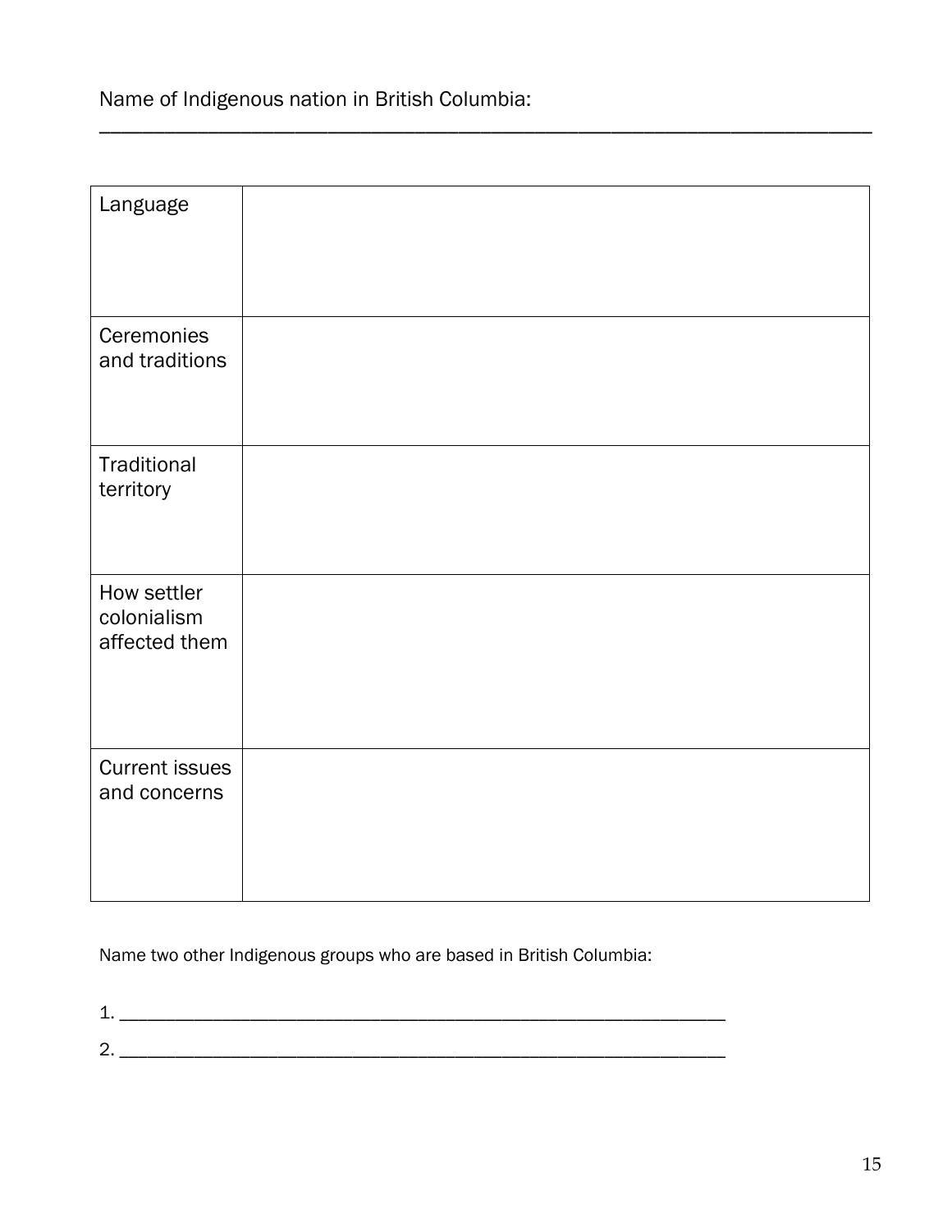Name of Indigenous nation in British Columbia:
\_\_\_\_\_\_\_\_\_\_\_\_\_\_\_\_\_\_\_\_\_\_\_\_\_\_\_\_\_\_\_\_\_\_\_\_\_\_\_\_\_\_\_\_\_\_\_\_\_\_\_\_\_\_\_\_\_\_\_\_\_\_\_\_\_\_\_\_

| | |
|---|---|
| Language | |
| Ceremonies and traditions | |
| Traditional territory | |
| How settler colonialism affected them | |
| Current issues and concerns | |

Name two other Indigenous groups who are based in British Columbia:

1. \_\_\_\_\_\_\_\_\_\_\_\_\_\_\_\_\_\_\_\_\_\_\_\_\_\_\_\_\_\_\_\_\_\_\_\_\_\_\_\_\_\_\_\_\_\_\_\_\_\_\_\_\_\_\_\_\_\_

2. \_\_\_\_\_\_\_\_\_\_\_\_\_\_\_\_\_\_\_\_\_\_\_\_\_\_\_\_\_\_\_\_\_\_\_\_\_\_\_\_\_\_\_\_\_\_\_\_\_\_\_\_\_\_\_\_\_\_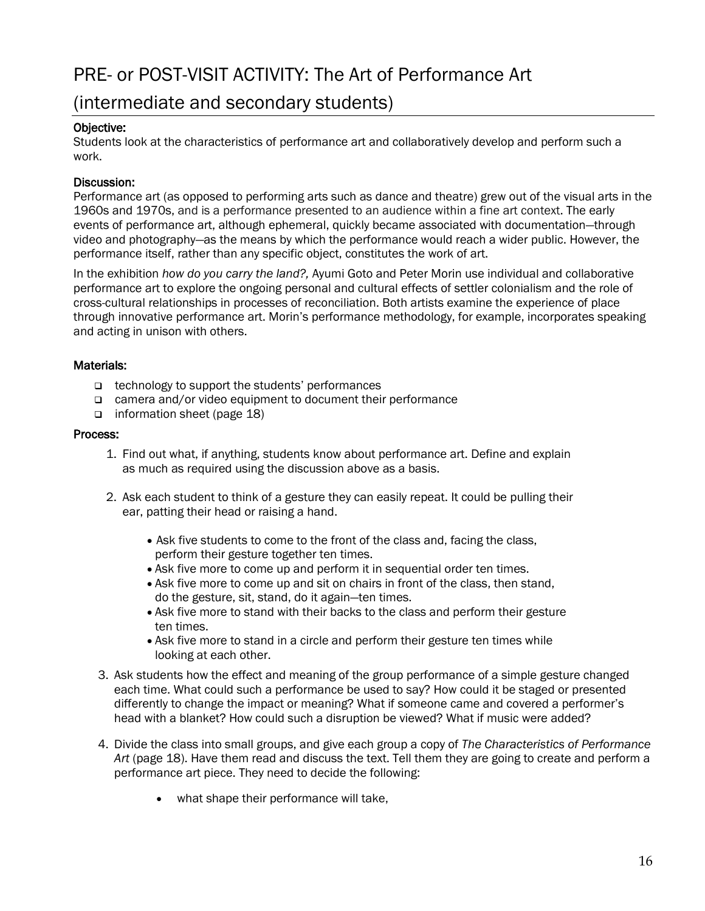# PRE- or POST-VISIT ACTIVITY: The Art of Performance Art (intermediate and secondary students)

**Objective:**
Students look at the characteristics of performance art and collaboratively develop and perform such a work.

**Discussion:**
Performance art (as opposed to performing arts such as dance and theatre) grew out of the visual arts in the 1960s and 1970s, and is a performance presented to an audience within a fine art context. The early events of performance art, although ephemeral, quickly became associated with documentation—through video and photography—as the means by which the performance would reach a wider public. However, the performance itself, rather than any specific object, constitutes the work of art.

In the exhibition *how do you carry the land?,* Ayumi Goto and Peter Morin use individual and collaborative performance art to explore the ongoing personal and cultural effects of settler colonialism and the role of cross-cultural relationships in processes of reconciliation. Both artists examine the experience of place through innovative performance art. Morin's performance methodology, for example, incorporates speaking and acting in unison with others.

**Materials:**

- technology to support the students' performances
- camera and/or video equipment to document their performance
- information sheet (page 18)

**Process:**

1. Find out what, if anything, students know about performance art. Define and explain as much as required using the discussion above as a basis.

2. Ask each student to think of a gesture they can easily repeat. It could be pulling their ear, patting their head or raising a hand.

   - Ask five students to come to the front of the class and, facing the class, perform their gesture together ten times.
   - Ask five more to come up and perform it in sequential order ten times.
   - Ask five more to come up and sit on chairs in front of the class, then stand, do the gesture, sit, stand, do it again—ten times.
   - Ask five more to stand with their backs to the class and perform their gesture ten times.
   - Ask five more to stand in a circle and perform their gesture ten times while looking at each other.

3. Ask students how the effect and meaning of the group performance of a simple gesture changed each time. What could such a performance be used to say? How could it be staged or presented differently to change the impact or meaning? What if someone came and covered a performer's head with a blanket? How could such a disruption be viewed? What if music were added?

4. Divide the class into small groups, and give each group a copy of *The Characteristics of Performance Art* (page 18). Have them read and discuss the text. Tell them they are going to create and perform a performance art piece. They need to decide the following:

   - what shape their performance will take,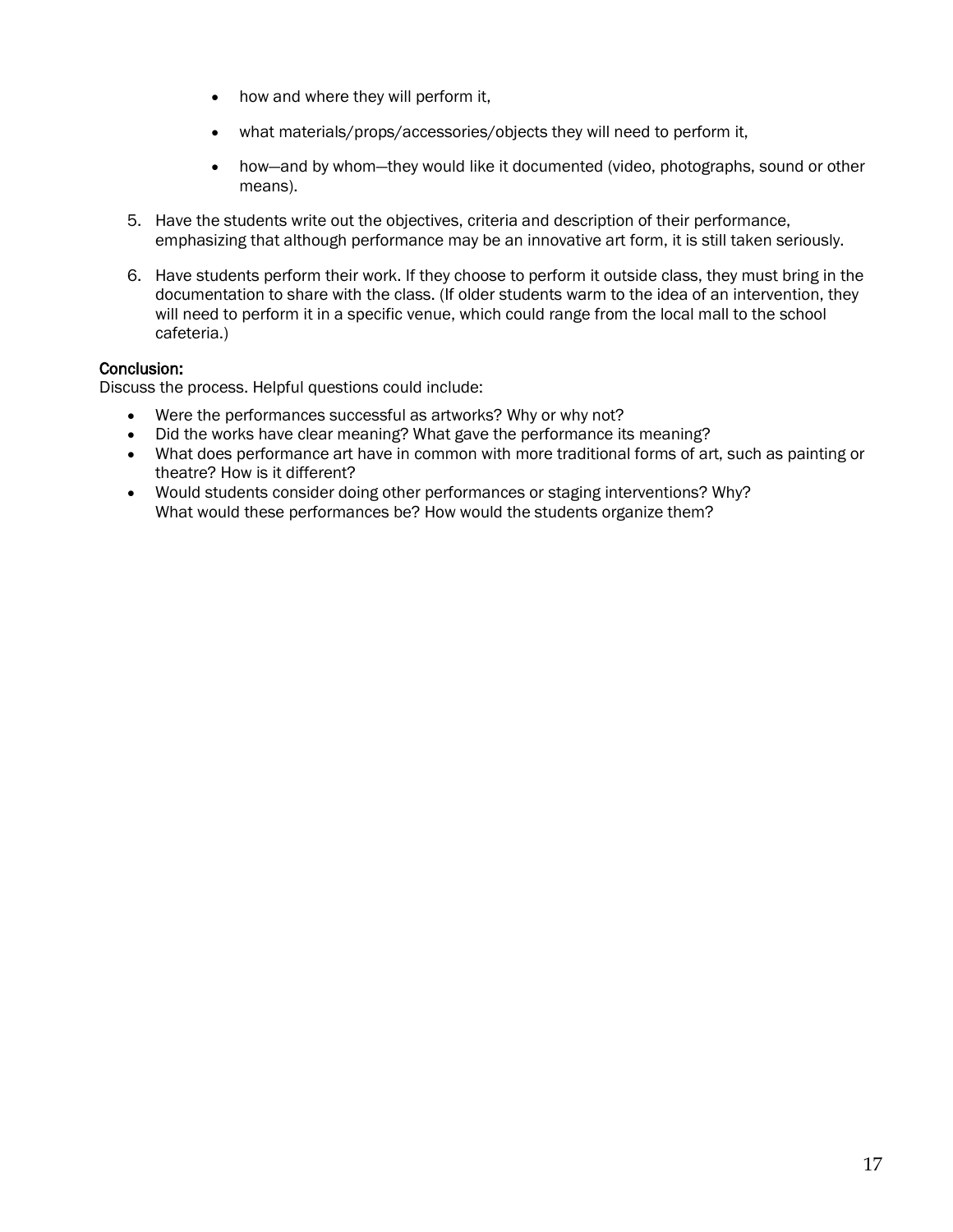- how and where they will perform it,
- what materials/props/accessories/objects they will need to perform it,
- how—and by whom—they would like it documented (video, photographs, sound or other means).

5. Have the students write out the objectives, criteria and description of their performance, emphasizing that although performance may be an innovative art form, it is still taken seriously.

6. Have students perform their work. If they choose to perform it outside class, they must bring in the documentation to share with the class. (If older students warm to the idea of an intervention, they will need to perform it in a specific venue, which could range from the local mall to the school cafeteria.)

**Conclusion:**
Discuss the process. Helpful questions could include:

- Were the performances successful as artworks? Why or why not?
- Did the works have clear meaning? What gave the performance its meaning?
- What does performance art have in common with more traditional forms of art, such as painting or theatre? How is it different?
- Would students consider doing other performances or staging interventions? Why?
  What would these performances be? How would the students organize them?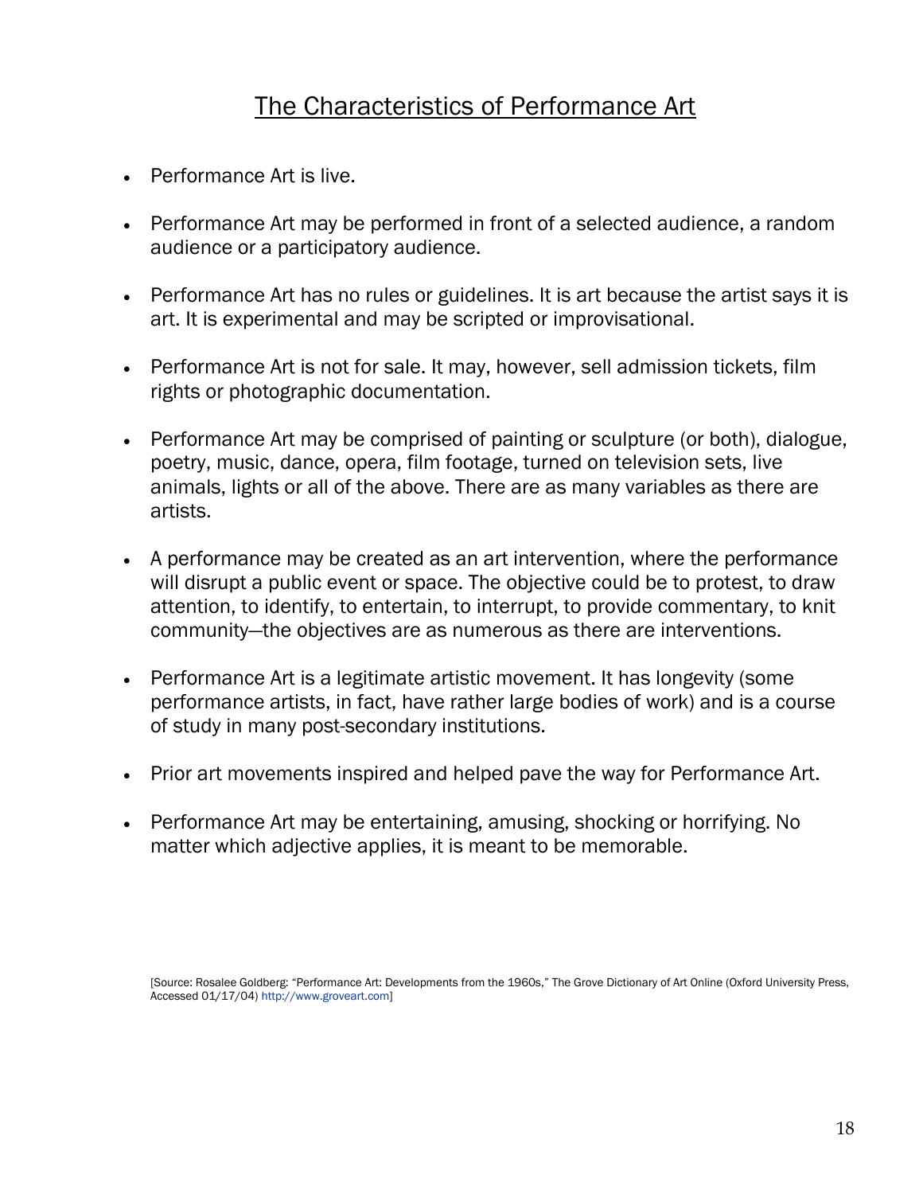# The Characteristics of Performance Art

- Performance Art is live.
- Performance Art may be performed in front of a selected audience, a random audience or a participatory audience.
- Performance Art has no rules or guidelines. It is art because the artist says it is art. It is experimental and may be scripted or improvisational.
- Performance Art is not for sale. It may, however, sell admission tickets, film rights or photographic documentation.
- Performance Art may be comprised of painting or sculpture (or both), dialogue, poetry, music, dance, opera, film footage, turned on television sets, live animals, lights or all of the above. There are as many variables as there are artists.
- A performance may be created as an art intervention, where the performance will disrupt a public event or space. The objective could be to protest, to draw attention, to identify, to entertain, to interrupt, to provide commentary, to knit community—the objectives are as numerous as there are interventions.
- Performance Art is a legitimate artistic movement. It has longevity (some performance artists, in fact, have rather large bodies of work) and is a course of study in many post-secondary institutions.
- Prior art movements inspired and helped pave the way for Performance Art.
- Performance Art may be entertaining, amusing, shocking or horrifying. No matter which adjective applies, it is meant to be memorable.

[Source: Rosalee Goldberg: "Performance Art: Developments from the 1960s," The Grove Dictionary of Art Online (Oxford University Press, Accessed 01/17/04) http://www.groveart.com]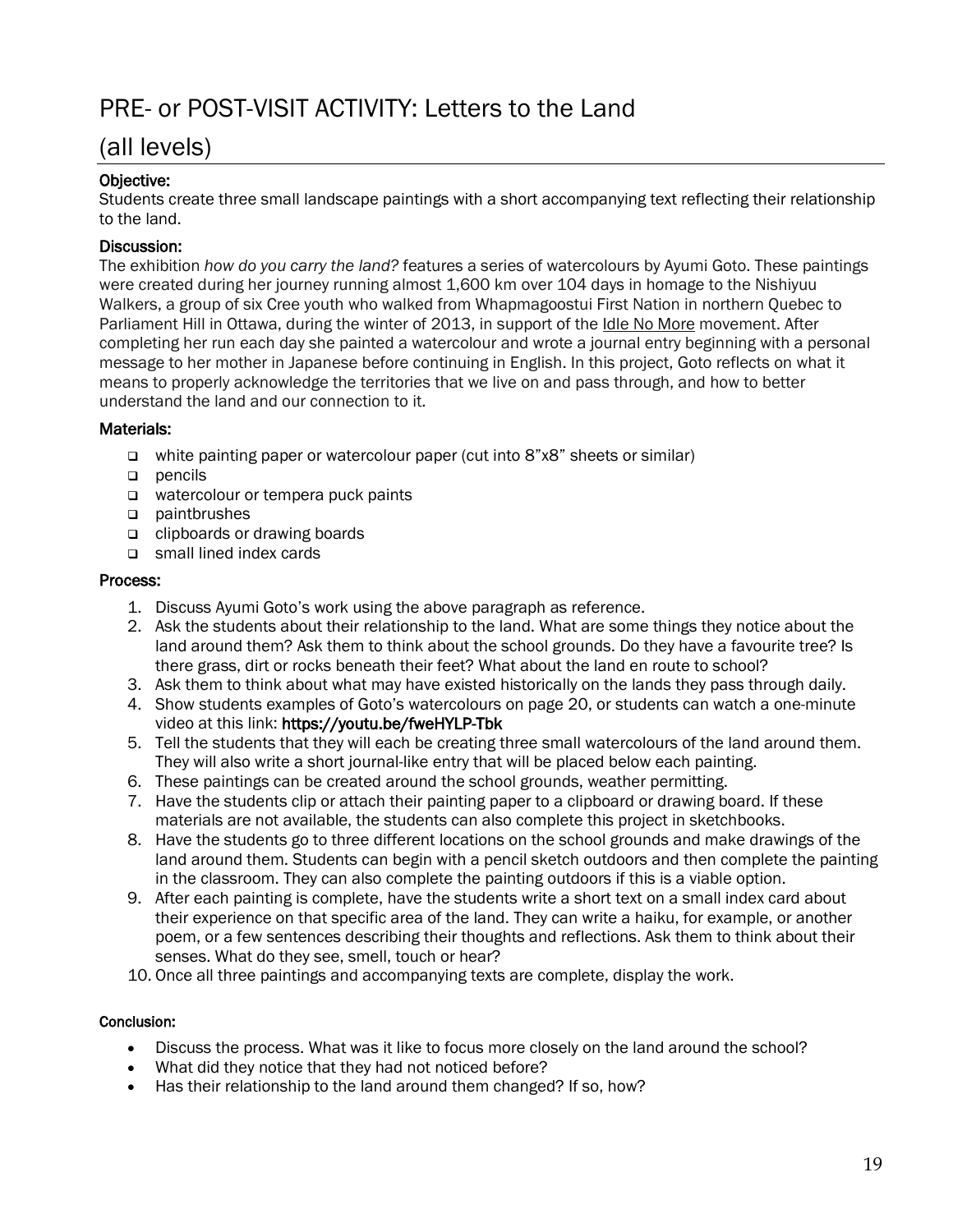# PRE- or POST-VISIT ACTIVITY: Letters to the Land (all levels)

**Objective:**
Students create three small landscape paintings with a short accompanying text reflecting their relationship to the land.

**Discussion:**
The exhibition *how do you carry the land?* features a series of watercolours by Ayumi Goto. These paintings were created during her journey running almost 1,600 km over 104 days in homage to the Nishiyuu Walkers, a group of six Cree youth who walked from Whapmagoostui First Nation in northern Quebec to Parliament Hill in Ottawa, during the winter of 2013, in support of the Idle No More movement. After completing her run each day she painted a watercolour and wrote a journal entry beginning with a personal message to her mother in Japanese before continuing in English. In this project, Goto reflects on what it means to properly acknowledge the territories that we live on and pass through, and how to better understand the land and our connection to it.

**Materials:**

- white painting paper or watercolour paper (cut into 8"x8" sheets or similar)
- pencils
- watercolour or tempera puck paints
- paintbrushes
- clipboards or drawing boards
- small lined index cards

**Process:**

1. Discuss Ayumi Goto's work using the above paragraph as reference.
2. Ask the students about their relationship to the land. What are some things they notice about the land around them? Ask them to think about the school grounds. Do they have a favourite tree? Is there grass, dirt or rocks beneath their feet? What about the land en route to school?
3. Ask them to think about what may have existed historically on the lands they pass through daily.
4. Show students examples of Goto's watercolours on page 20, or students can watch a one-minute video at this link: **https://youtu.be/fweHYLP-Tbk**
5. Tell the students that they will each be creating three small watercolours of the land around them. They will also write a short journal-like entry that will be placed below each painting.
6. These paintings can be created around the school grounds, weather permitting.
7. Have the students clip or attach their painting paper to a clipboard or drawing board. If these materials are not available, the students can also complete this project in sketchbooks.
8. Have the students go to three different locations on the school grounds and make drawings of the land around them. Students can begin with a pencil sketch outdoors and then complete the painting in the classroom. They can also complete the painting outdoors if this is a viable option.
9. After each painting is complete, have the students write a short text on a small index card about their experience on that specific area of the land. They can write a haiku, for example, or another poem, or a few sentences describing their thoughts and reflections. Ask them to think about their senses. What do they see, smell, touch or hear?
10. Once all three paintings and accompanying texts are complete, display the work.

**Conclusion:**

- Discuss the process. What was it like to focus more closely on the land around the school?
- What did they notice that they had not noticed before?
- Has their relationship to the land around them changed? If so, how?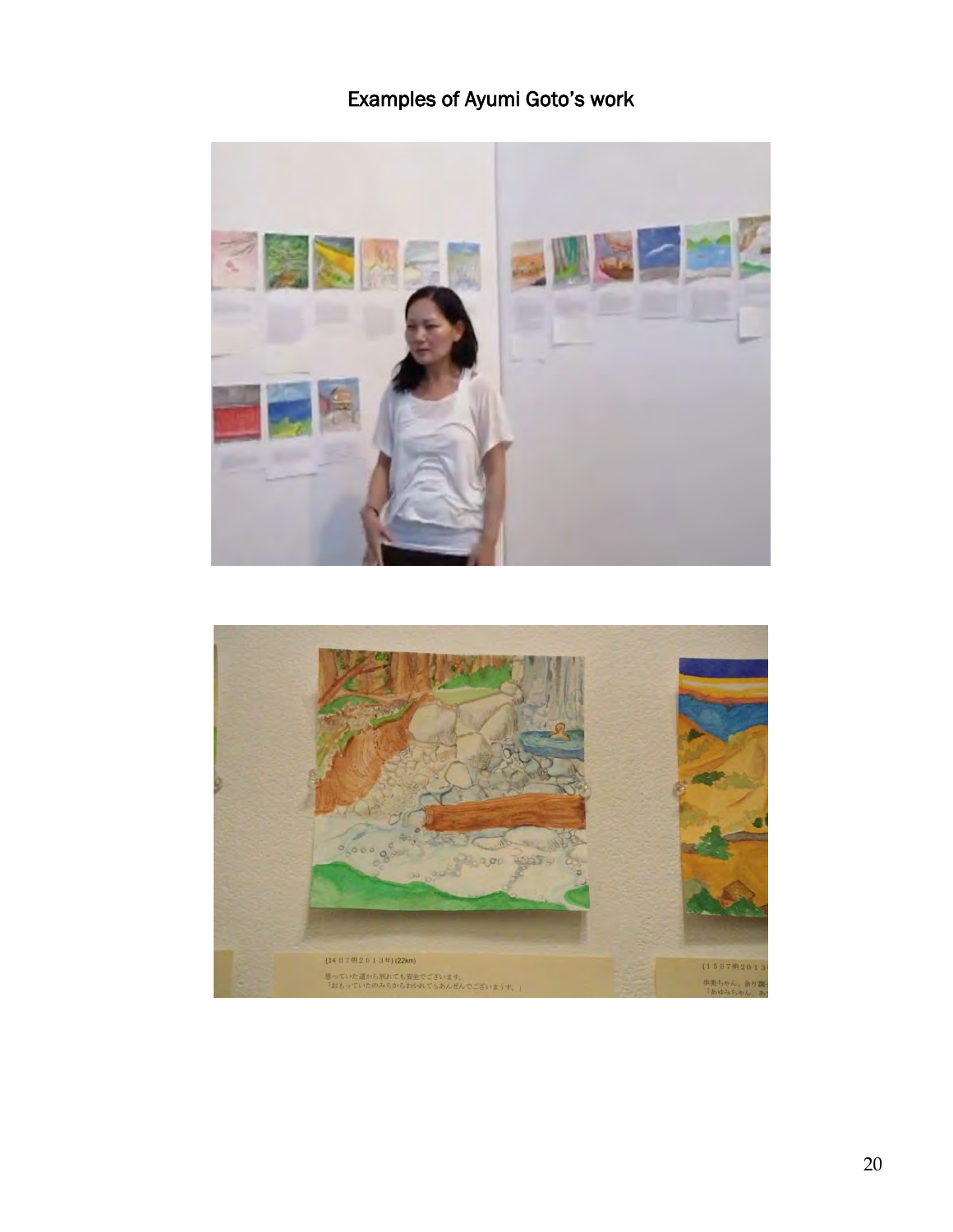# Examples of Ayumi Goto's work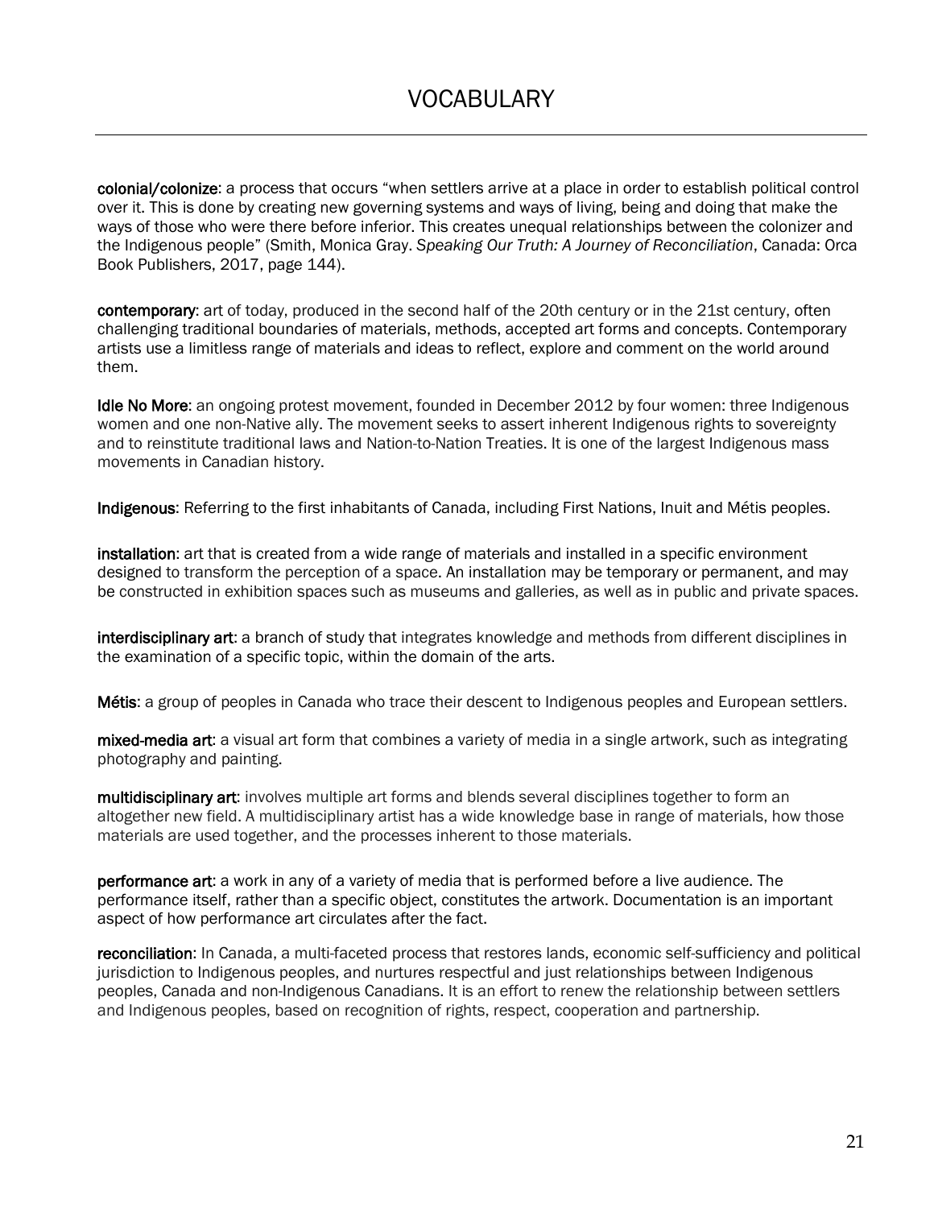# VOCABULARY

**colonial/colonize**: a process that occurs "when settlers arrive at a place in order to establish political control over it. This is done by creating new governing systems and ways of living, being and doing that make the ways of those who were there before inferior. This creates unequal relationships between the colonizer and the Indigenous people" (Smith, Monica Gray. *Speaking Our Truth: A Journey of Reconciliation*, Canada: Orca Book Publishers, 2017, page 144).

**contemporary**: art of today, produced in the second half of the 20th century or in the 21st century, often challenging traditional boundaries of materials, methods, accepted art forms and concepts. Contemporary artists use a limitless range of materials and ideas to reflect, explore and comment on the world around them.

**Idle No More**: an ongoing protest movement, founded in December 2012 by four women: three Indigenous women and one non-Native ally. The movement seeks to assert inherent Indigenous rights to sovereignty and to reinstitute traditional laws and Nation-to-Nation Treaties. It is one of the largest Indigenous mass movements in Canadian history.

**Indigenous**: Referring to the first inhabitants of Canada, including First Nations, Inuit and Métis peoples.

**installation**: art that is created from a wide range of materials and installed in a specific environment designed to transform the perception of a space. An installation may be temporary or permanent, and may be constructed in exhibition spaces such as museums and galleries, as well as in public and private spaces.

**interdisciplinary art**: a branch of study that integrates knowledge and methods from different disciplines in the examination of a specific topic, within the domain of the arts.

**Métis**: a group of peoples in Canada who trace their descent to Indigenous peoples and European settlers.

**mixed-media art**: a visual art form that combines a variety of media in a single artwork, such as integrating photography and painting.

**multidisciplinary art**: involves multiple art forms and blends several disciplines together to form an altogether new field. A multidisciplinary artist has a wide knowledge base in range of materials, how those materials are used together, and the processes inherent to those materials.

**performance art**: a work in any of a variety of media that is performed before a live audience. The performance itself, rather than a specific object, constitutes the artwork. Documentation is an important aspect of how performance art circulates after the fact.

**reconciliation**: In Canada, a multi-faceted process that restores lands, economic self-sufficiency and political jurisdiction to Indigenous peoples, and nurtures respectful and just relationships between Indigenous peoples, Canada and non-Indigenous Canadians. It is an effort to renew the relationship between settlers and Indigenous peoples, based on recognition of rights, respect, cooperation and partnership.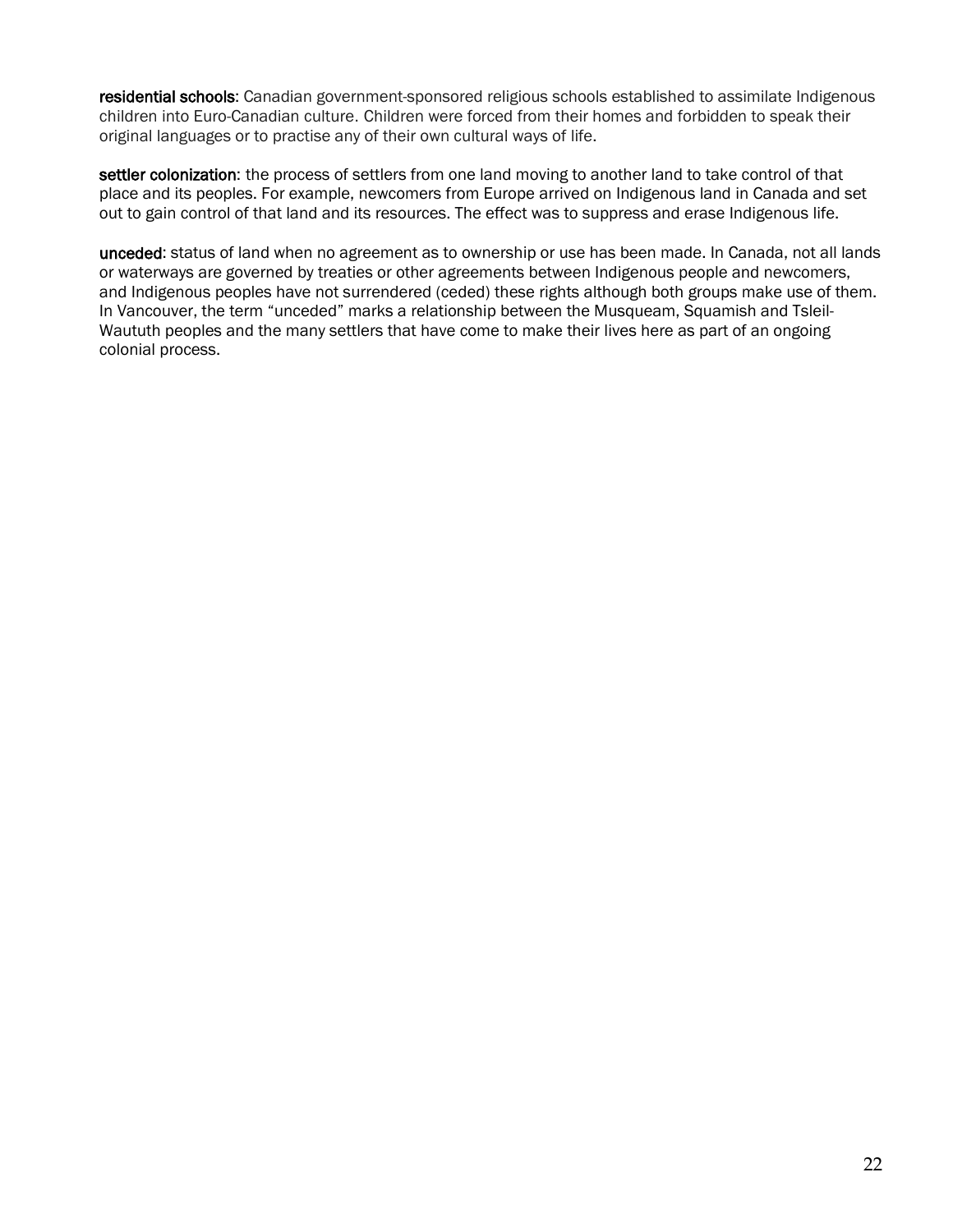**residential schools**: Canadian government-sponsored religious schools established to assimilate Indigenous children into Euro-Canadian culture. Children were forced from their homes and forbidden to speak their original languages or to practise any of their own cultural ways of life.

**settler colonization**: the process of settlers from one land moving to another land to take control of that place and its peoples. For example, newcomers from Europe arrived on Indigenous land in Canada and set out to gain control of that land and its resources. The effect was to suppress and erase Indigenous life.

**unceded**: status of land when no agreement as to ownership or use has been made. In Canada, not all lands or waterways are governed by treaties or other agreements between Indigenous people and newcomers, and Indigenous peoples have not surrendered (ceded) these rights although both groups make use of them. In Vancouver, the term "unceded" marks a relationship between the Musqueam, Squamish and Tsleil-Waututh peoples and the many settlers that have come to make their lives here as part of an ongoing colonial process.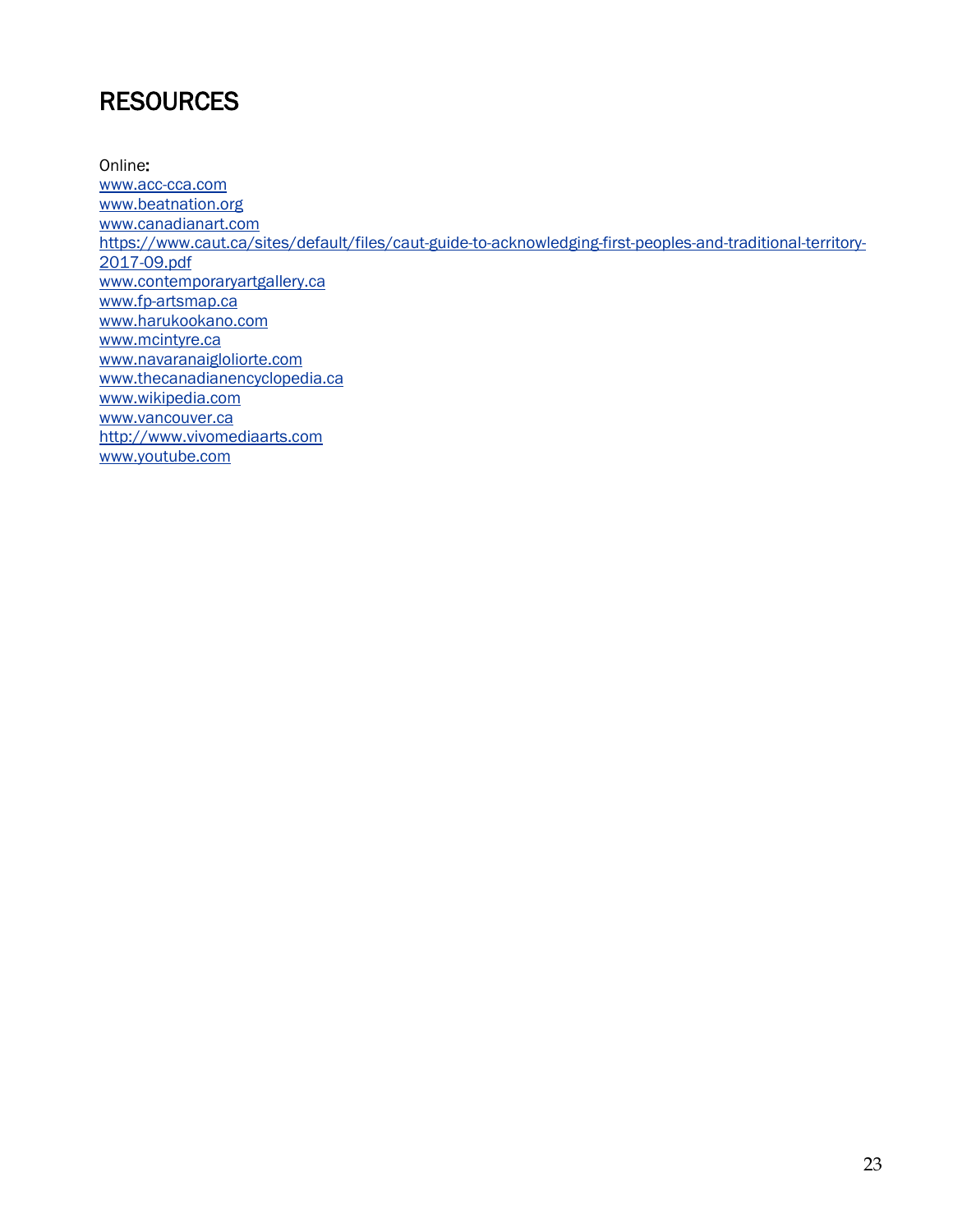# RESOURCES

Online:
www.acc-cca.com
www.beatnation.org
www.canadianart.com
https://www.caut.ca/sites/default/files/caut-guide-to-acknowledging-first-peoples-and-traditional-territory-2017-09.pdf
www.contemporaryartgallery.ca
www.fp-artsmap.ca
www.harukookano.com
www.mcintyre.ca
www.navaranaigloliorte.com
www.thecanadianencyclopedia.ca
www.wikipedia.com
www.vancouver.ca
http://www.vivomediaarts.com
www.youtube.com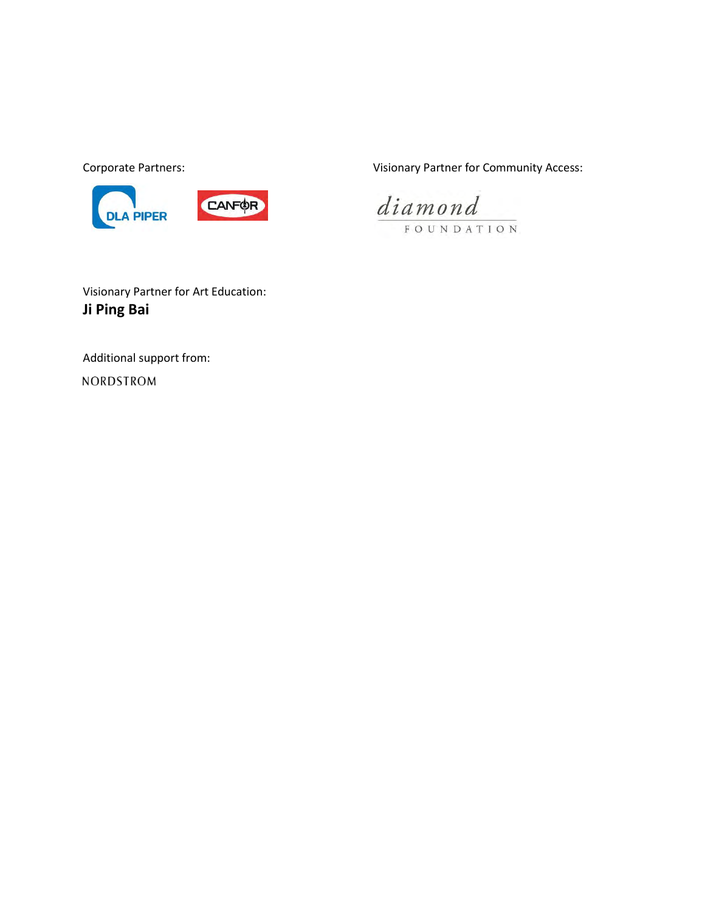Corporate Partners:

DLA PIPER

CANFOR

Visionary Partner for Community Access:

diamond FOUNDATION

Visionary Partner for Art Education:

**Ji Ping Bai**

Additional support from:

NORDSTROM